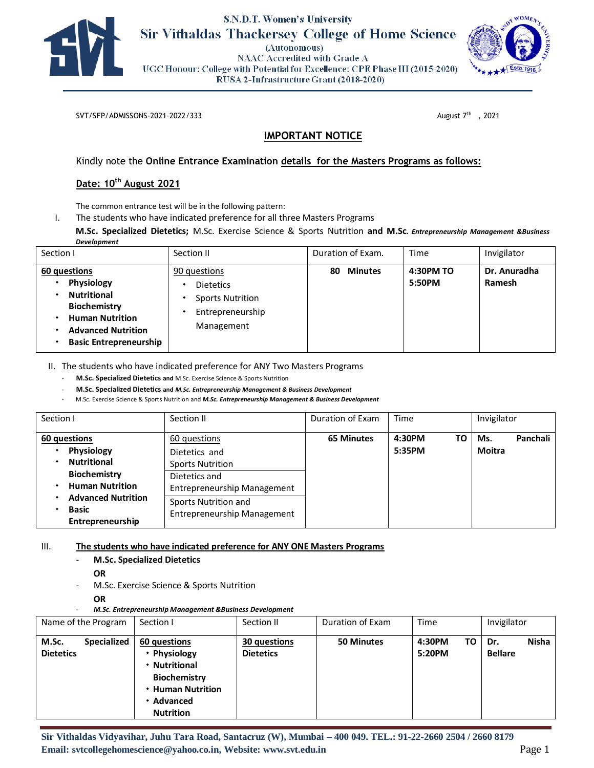S.N.D.T. Women's University

# Sir Vithaldas Thackersey College of Home Science

(Autonomous)

NAAC Accredited with Grade A

UGC Honour: College with Potential for Excellence: CPE Phase III (2015-2020)

RUSA 2-Infrastructure Grant (2018-2020)

SVT/SFP/ADMISSONS-2021-2022/333 August 7th , 2021

## IMPORTANT NOTICE

Kindly note the **Online Entrance Examination** details for the Masters Programs as follows:

**Date: 10th August 2021**

The common entrance test will be in the following pattern:

I. The students who have indicated preference for all three Masters Programs

**M.Sc. Specialized Dietetics;** M.Sc. Exercise Science & Sports Nutrition **and M.Sc.** ***Entrepreneurship Management &Business Development***

| Section I | Section II | Duration of Exam. | Time | Invigilator |
|---|---|---|---|---|
| **60 questions**<br>• **Physiology**<br>• **Nutritional Biochemistry**<br>• **Human Nutrition**<br>• **Advanced Nutrition**<br>• **Basic Entrepreneurship** | 90 questions<br>• Dietetics<br>• Sports Nutrition<br>• Entrepreneurship Management | **80 Minutes** | **4:30PM TO 5:50PM** | **Dr. Anuradha Ramesh** |

II. The students who have indicated preference for ANY Two Masters Programs

- **M.Sc. Specialized Dietetics** and M.Sc. Exercise Science & Sports Nutrition
- **M.Sc. Specialized Dietetics** and ***M.Sc. Entrepreneurship Management & Business Development***
- M.Sc. Exercise Science & Sports Nutrition and ***M.Sc. Entrepreneurship Management & Business Development***

| Section I | Section II | Duration of Exam | Time | Invigilator |
|---|---|---|---|---|
| **60 questions**<br>• **Physiology**<br>• **Nutritional Biochemistry**<br>• **Human Nutrition**<br>• **Advanced Nutrition**<br>• **Basic Entrepreneurship** | 60 questions<br>Dietetics and Sports Nutrition<br>Dietetics and Entrepreneurship Management<br>Sports Nutrition and Entrepreneurship Management | **65 Minutes** | **4:30PM TO 5:35PM** | **Ms. Panchali Moitra** |

III. **The students who have indicated preference for ANY ONE Masters Programs**

- **M.Sc. Specialized Dietetics**

  **OR**
- M.Sc. Exercise Science & Sports Nutrition

  **OR**
- ***M.Sc. Entrepreneurship Management &Business Development***

| Name of the Program | Section I | Section II | Duration of Exam | Time | Invigilator |
|---|---|---|---|---|---|
| **M.Sc. Specialized Dietetics** | **60 questions**<br>• **Physiology**<br>• **Nutritional Biochemistry**<br>• **Human Nutrition**<br>• **Advanced Nutrition** | **30 questions**<br>**Dietetics** | **50 Minutes** | **4:30PM TO 5:20PM** | **Dr. Nisha Bellare** |

**Sir Vithaldas Vidyavihar, Juhu Tara Road, Santacruz (W), Mumbai – 400 049. TEL.: 91-22-2660 2504 / 2660 8179**
**Email: svtcollegehomescience@yahoo.co.in, Website: www.svt.edu.in**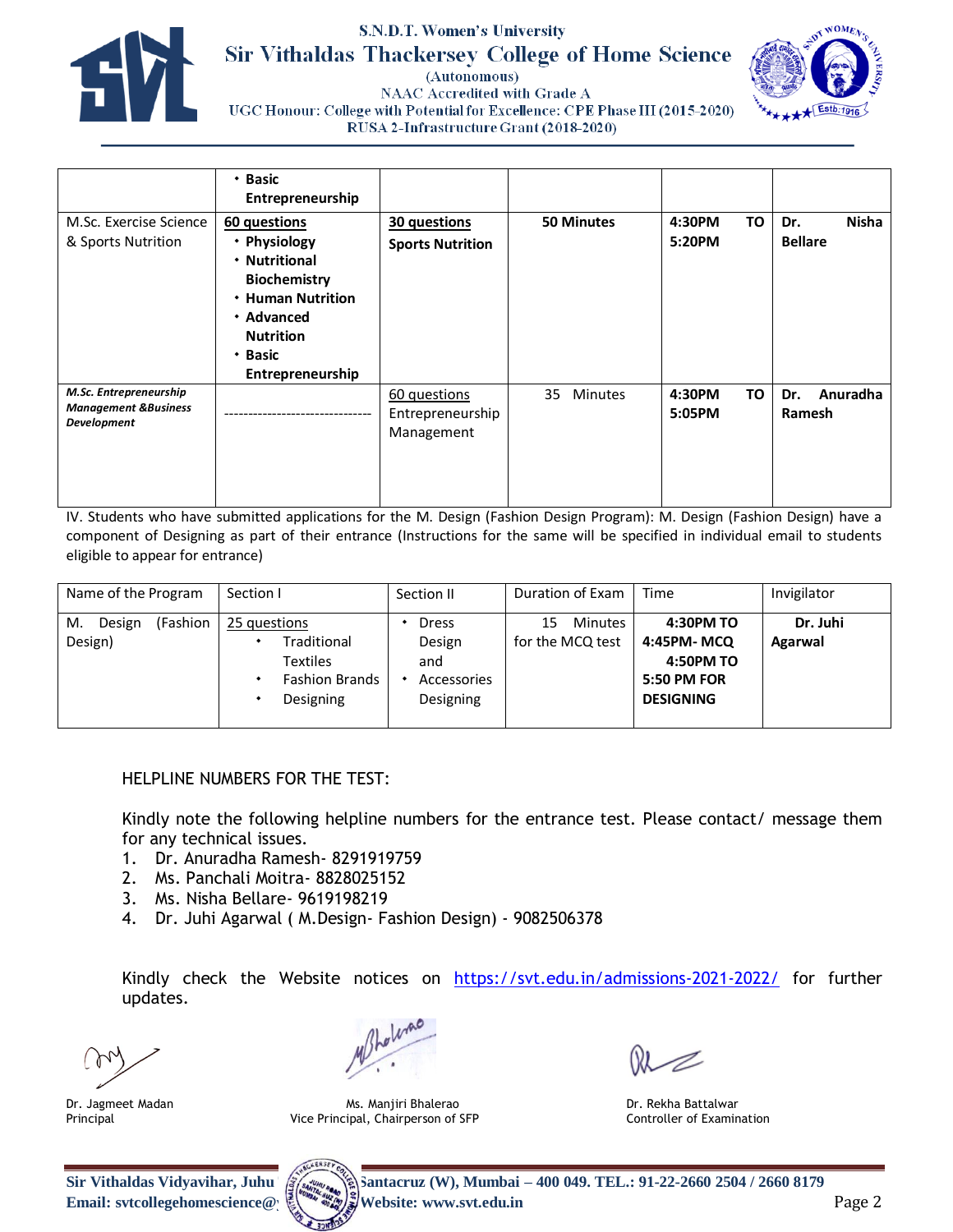| | | | | | |
|---|---|---|---|---|---|
| | • **Basic Entrepreneurship** | | | | |
| M.Sc. Exercise Science & Sports Nutrition | 60 questions<br>• **Physiology**<br>• **Nutritional Biochemistry**<br>• **Human Nutrition**<br>• **Advanced Nutrition**<br>• **Basic Entrepreneurship** | **30 questions**<br>**Sports Nutrition** | **50 Minutes** | **4:30PM TO 5:20PM** | **Dr. Nisha Bellare** |
| ***M.Sc. Entrepreneurship Management &Business Development*** | ------------------------------- | 60 questions<br>Entrepreneurship Management | 35 Minutes | **4:30PM TO 5:05PM** | **Dr. Anuradha Ramesh** |

IV. Students who have submitted applications for the M. Design (Fashion Design Program): M. Design (Fashion Design) have a component of Designing as part of their entrance (Instructions for the same will be specified in individual email to students eligible to appear for entrance)

| Name of the Program | Section I | Section II | Duration of Exam | Time | Invigilator |
|---|---|---|---|---|---|
| M. Design (Fashion Design) | 25 questions<br>• Traditional Textiles<br>• Fashion Brands<br>• Designing | • Dress Design and<br>• Accessories Designing | 15 Minutes for the MCQ test | **4:30PM TO 4:45PM- MCQ**<br>**4:50PM TO 5:50 PM FOR DESIGNING** | **Dr. Juhi Agarwal** |

HELPLINE NUMBERS FOR THE TEST:

Kindly note the following helpline numbers for the entrance test. Please contact/ message them for any technical issues.

1. Dr. Anuradha Ramesh- 8291919759
2. Ms. Panchali Moitra- 8828025152
3. Ms. Nisha Bellare- 9619198219
4. Dr. Juhi Agarwal ( M.Design- Fashion Design) - 9082506378

Kindly check the Website notices on https://svt.edu.in/admissions-2021-2022/ for further updates.

Dr. Jagmeet Madan
Principal

Ms. Manjiri Bhalerao
Vice Principal, Chairperson of SFP

Dr. Rekha Battalwar
Controller of Examination